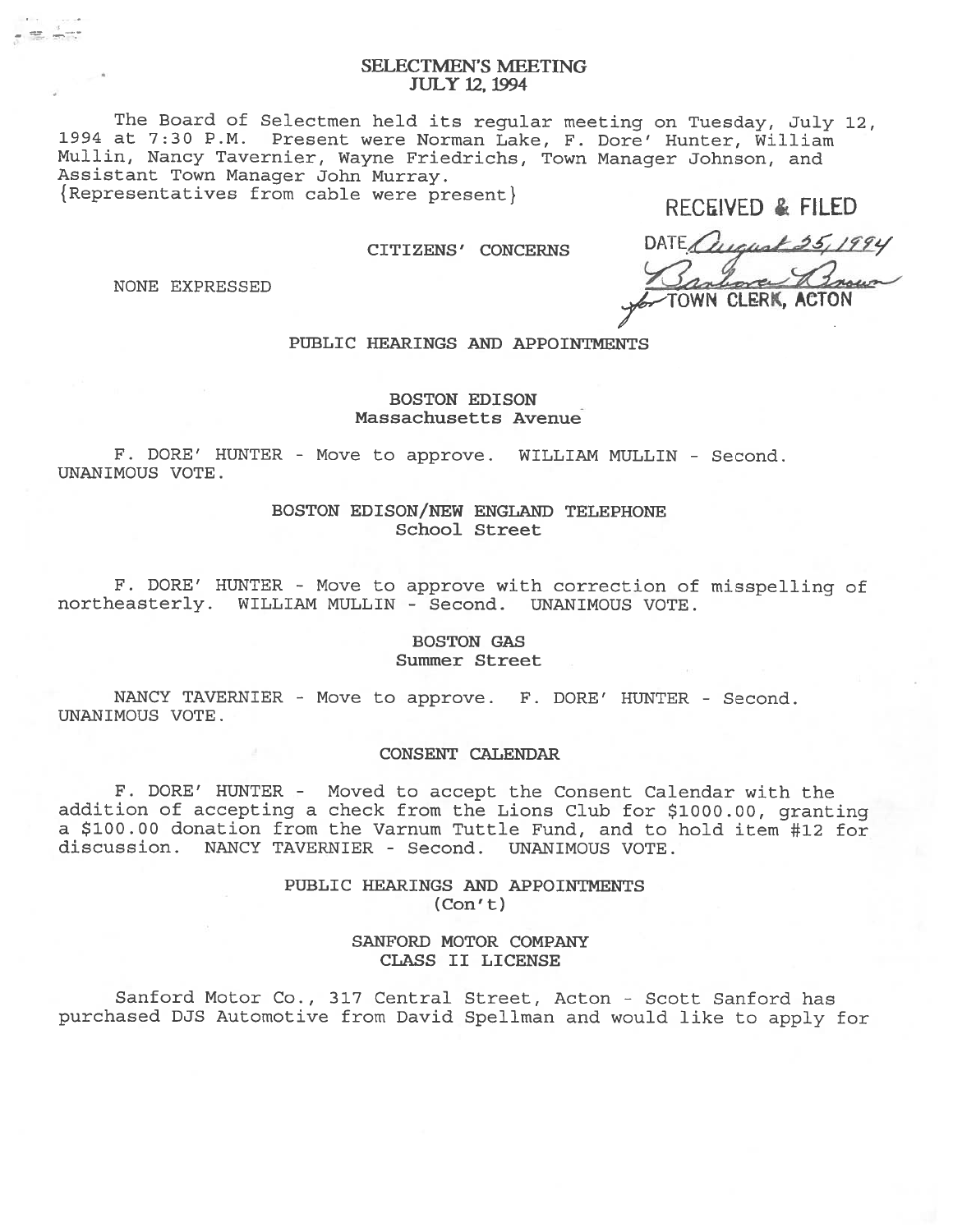# SELECTMEN'S MEETING
## JULY 12, 1994

The Board of Selectmen held its regular meeting on Tuesday, July 12, 1994 at 7:30 P.M. Present were Norman Lake, F. Dore' Hunter, William Mullin, Nancy Tavernier, Wayne Friedrichs, Town Manager Johnson, and Assistant Town Manager John Murray.
{Representatives from cable were present}

RECEIVED & FILED
DATE August 25, 1994
Barbara Brown
for TOWN CLERK, ACTON

### CITIZENS' CONCERNS

NONE EXPRESSED

### PUBLIC HEARINGS AND APPOINTMENTS

#### BOSTON EDISON
Massachusetts Avenue

F. DORE' HUNTER - Move to approve. WILLIAM MULLIN - Second. UNANIMOUS VOTE.

#### BOSTON EDISON/NEW ENGLAND TELEPHONE
School Street

F. DORE' HUNTER - Move to approve with correction of misspelling of northeasterly. WILLIAM MULLIN - Second. UNANIMOUS VOTE.

#### BOSTON GAS
Summer Street

NANCY TAVERNIER - Move to approve. F. DORE' HUNTER - Second. UNANIMOUS VOTE.

### CONSENT CALENDAR

F. DORE' HUNTER - Moved to accept the Consent Calendar with the addition of accepting a check from the Lions Club for $1000.00, granting a $100.00 donation from the Varnum Tuttle Fund, and to hold item #12 for discussion. NANCY TAVERNIER - Second. UNANIMOUS VOTE.

### PUBLIC HEARINGS AND APPOINTMENTS
(Con't)

#### SANFORD MOTOR COMPANY
CLASS II LICENSE

Sanford Motor Co., 317 Central Street, Acton - Scott Sanford has purchased DJS Automotive from David Spellman and would like to apply for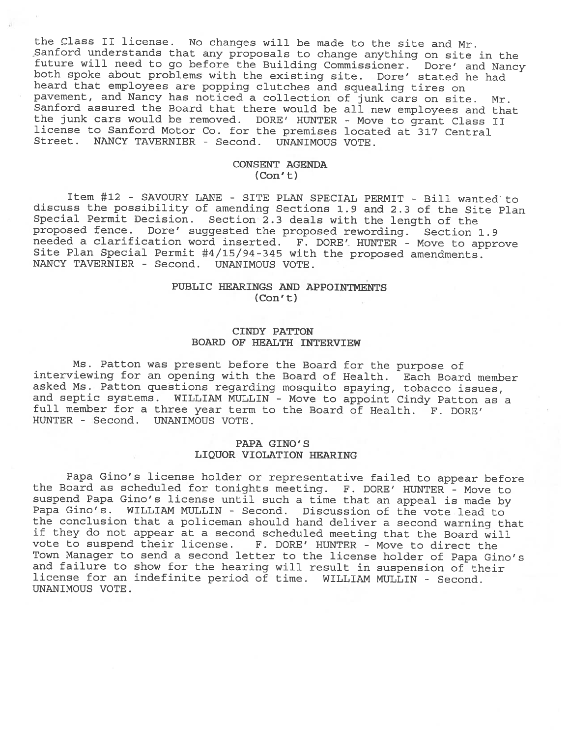the Class II license. No changes will be made to the site and Mr. Sanford understands that any proposals to change anything on site in the future will need to go before the Building Commissioner. Dore' and Nancy both spoke about problems with the existing site. Dore' stated he had heard that employees are popping clutches and squealing tires on pavement, and Nancy has noticed a collection of junk cars on site. Mr. Sanford assured the Board that there would be all new employees and that the junk cars would be removed. DORE' HUNTER - Move to grant Class II license to Sanford Motor Co. for the premises located at 317 Central Street. NANCY TAVERNIER - Second. UNANIMOUS VOTE.

## CONSENT AGENDA
(Con't)

Item #12 - SAVOURY LANE - SITE PLAN SPECIAL PERMIT - Bill wanted to discuss the possibility of amending Sections 1.9 and 2.3 of the Site Plan Special Permit Decision. Section 2.3 deals with the length of the proposed fence. Dore' suggested the proposed rewording. Section 1.9 needed a clarification word inserted. F. DORE' HUNTER - Move to approve Site Plan Special Permit #4/15/94-345 with the proposed amendments. NANCY TAVERNIER - Second. UNANIMOUS VOTE.

## PUBLIC HEARINGS AND APPOINTMENTS
(Con't)

### CINDY PATTON
### BOARD OF HEALTH INTERVIEW

Ms. Patton was present before the Board for the purpose of interviewing for an opening with the Board of Health. Each Board member asked Ms. Patton questions regarding mosquito spaying, tobacco issues, and septic systems. WILLIAM MULLIN - Move to appoint Cindy Patton as a full member for a three year term to the Board of Health. F. DORE' HUNTER - Second. UNANIMOUS VOTE.

### PAPA GINO'S
### LIQUOR VIOLATION HEARING

Papa Gino's license holder or representative failed to appear before the Board as scheduled for tonights meeting. F. DORE' HUNTER - Move to suspend Papa Gino's license until such a time that an appeal is made by Papa Gino's. WILLIAM MULLIN - Second. Discussion of the vote lead to the conclusion that a policeman should hand deliver a second warning that if they do not appear at a second scheduled meeting that the Board will vote to suspend their license. F. DORE' HUNTER - Move to direct the Town Manager to send a second letter to the license holder of Papa Gino's and failure to show for the hearing will result in suspension of their license for an indefinite period of time. WILLIAM MULLIN - Second. UNANIMOUS VOTE.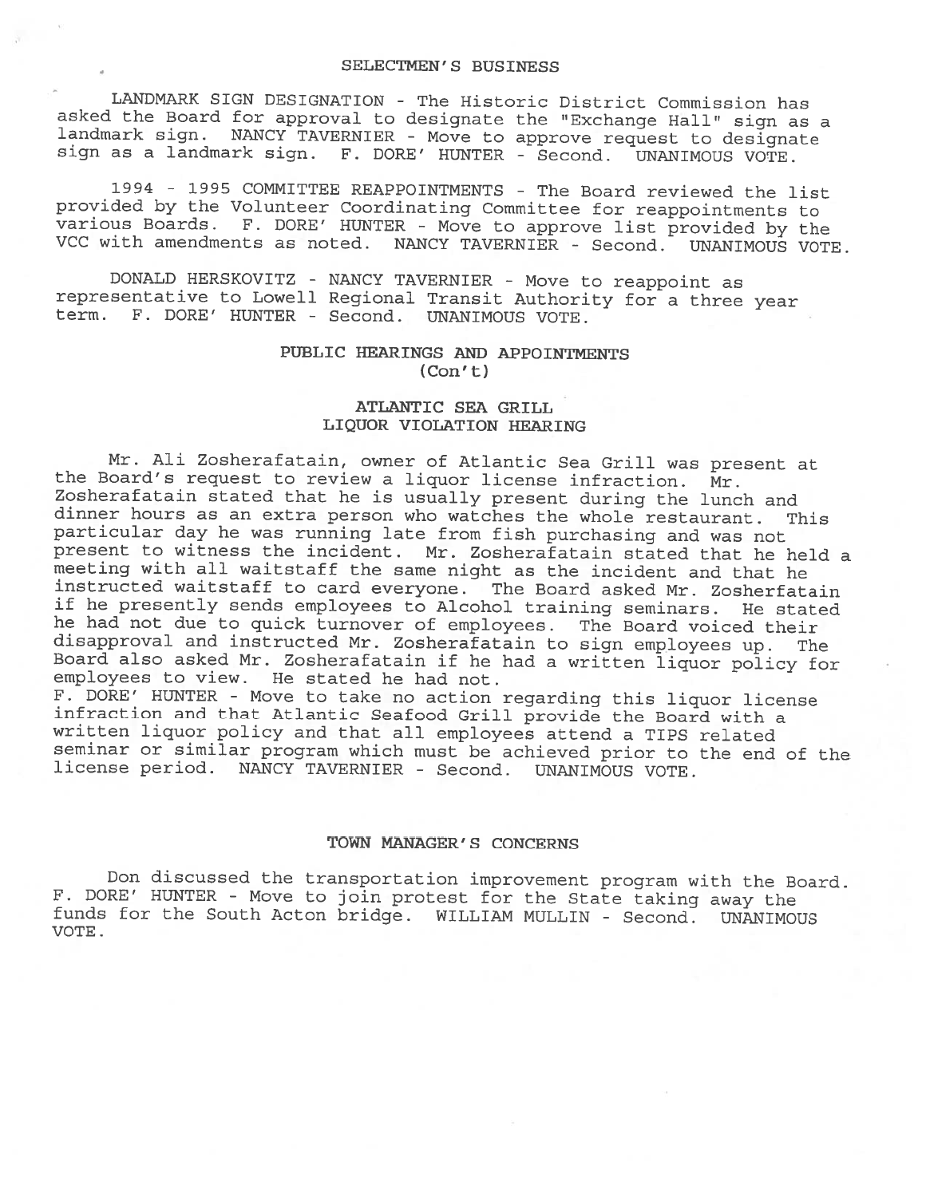## SELECTMEN'S BUSINESS

LANDMARK SIGN DESIGNATION - The Historic District Commission has asked the Board for approval to designate the "Exchange Hall" sign as a landmark sign. NANCY TAVERNIER - Move to approve request to designate sign as a landmark sign. F. DORE' HUNTER - Second. UNANIMOUS VOTE.

1994 - 1995 COMMITTEE REAPPOINTMENTS - The Board reviewed the list provided by the Volunteer Coordinating Committee for reappointments to various Boards. F. DORE' HUNTER - Move to approve list provided by the VCC with amendments as noted. NANCY TAVERNIER - Second. UNANIMOUS VOTE.

DONALD HERSKOVITZ - NANCY TAVERNIER - Move to reappoint as representative to Lowell Regional Transit Authority for a three year term. F. DORE' HUNTER - Second. UNANIMOUS VOTE.

## PUBLIC HEARINGS AND APPOINTMENTS (Con't)

### ATLANTIC SEA GRILL LIQUOR VIOLATION HEARING

Mr. Ali Zosherafatain, owner of Atlantic Sea Grill was present at the Board's request to review a liquor license infraction. Mr. Zosherafatain stated that he is usually present during the lunch and dinner hours as an extra person who watches the whole restaurant. This particular day he was running late from fish purchasing and was not present to witness the incident. Mr. Zosherafatain stated that he held a meeting with all waitstaff the same night as the incident and that he instructed waitstaff to card everyone. The Board asked Mr. Zosherfatain if he presently sends employees to Alcohol training seminars. He stated he had not due to quick turnover of employees. The Board voiced their disapproval and instructed Mr. Zosherafatain to sign employees up. The Board also asked Mr. Zosherafatain if he had a written liquor policy for employees to view. He stated he had not.
F. DORE' HUNTER - Move to take no action regarding this liquor license infraction and that Atlantic Seafood Grill provide the Board with a written liquor policy and that all employees attend a TIPS related seminar or similar program which must be achieved prior to the end of the license period. NANCY TAVERNIER - Second. UNANIMOUS VOTE.

## TOWN MANAGER'S CONCERNS

Don discussed the transportation improvement program with the Board. F. DORE' HUNTER - Move to join protest for the State taking away the funds for the South Acton bridge. WILLIAM MULLIN - Second. UNANIMOUS VOTE.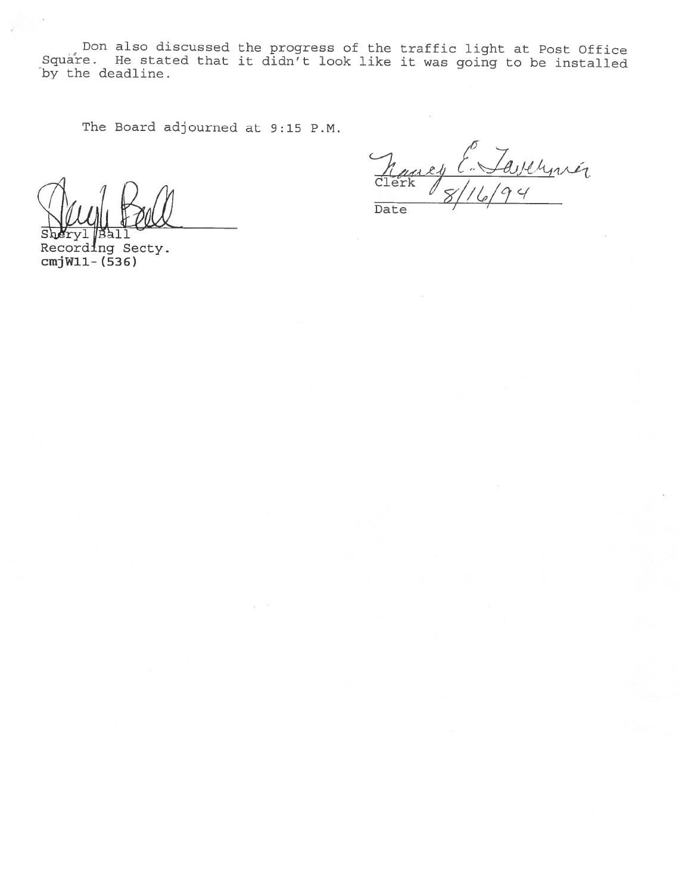Don also discussed the progress of the traffic light at Post Office Square. He stated that it didn't look like it was going to be installed by the deadline.

The Board adjourned at 9:15 P.M.

Nancy E. Tavernier
Clerk
8/16/94
Date

Sheryl Ball
Sheryl Ball
Recording Secty.
cmjW11-(536)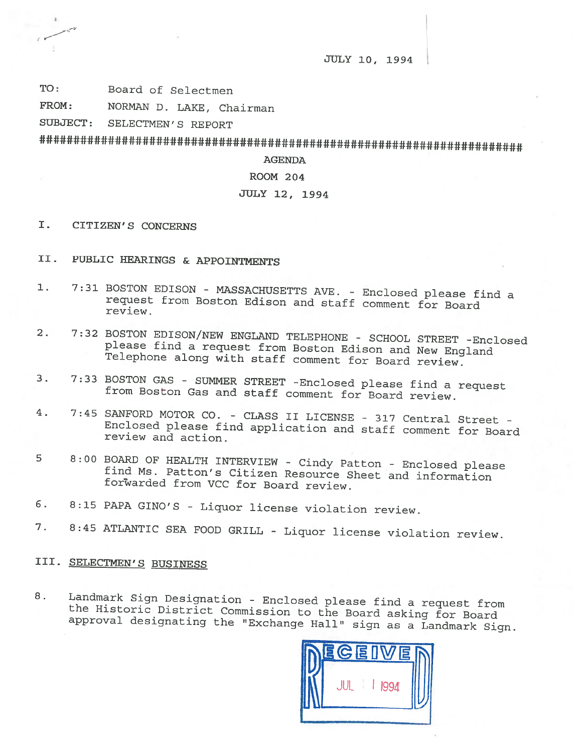JULY 10, 1994

TO: Board of Selectmen

FROM: NORMAN D. LAKE, Chairman

SUBJECT: SELECTMEN'S REPORT

##############################################################################

AGENDA

ROOM 204

JULY 12, 1994

## I. CITIZEN'S CONCERNS

## II. PUBLIC HEARINGS & APPOINTMENTS

1. 7:31 BOSTON EDISON - MASSACHUSETTS AVE. - Enclosed please find a request from Boston Edison and staff comment for Board review.

2. 7:32 BOSTON EDISON/NEW ENGLAND TELEPHONE - SCHOOL STREET -Enclosed please find a request from Boston Edison and New England Telephone along with staff comment for Board review.

3. 7:33 BOSTON GAS - SUMMER STREET -Enclosed please find a request from Boston Gas and staff comment for Board review.

4. 7:45 SANFORD MOTOR CO. - CLASS II LICENSE - 317 Central Street - Enclosed please find application and staff comment for Board review and action.

5 8:00 BOARD OF HEALTH INTERVIEW - Cindy Patton - Enclosed please find Ms. Patton's Citizen Resource Sheet and information forwarded from VCC for Board review.

6. 8:15 PAPA GINO'S - Liquor license violation review.

7. 8:45 ATLANTIC SEA FOOD GRILL - Liquor license violation review.

## III. SELECTMEN'S BUSINESS

8. Landmark Sign Designation - Enclosed please find a request from the Historic District Commission to the Board asking for Board approval designating the "Exchange Hall" sign as a Landmark Sign.

RECEIVED JUL 1 1994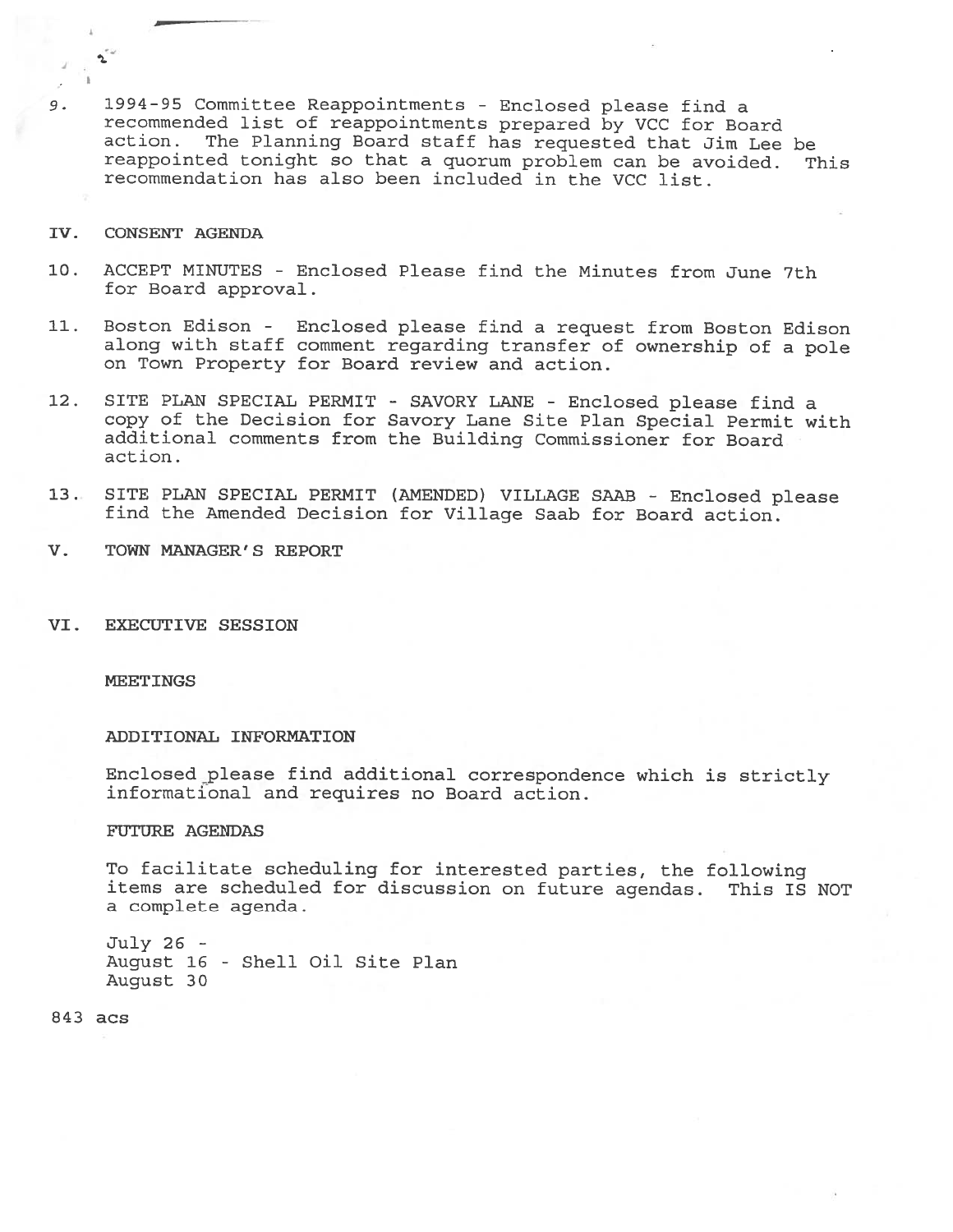9. 1994-95 Committee Reappointments - Enclosed please find a recommended list of reappointments prepared by VCC for Board action. The Planning Board staff has requested that Jim Lee be reappointed tonight so that a quorum problem can be avoided. This recommendation has also been included in the VCC list.

IV. CONSENT AGENDA

10. ACCEPT MINUTES - Enclosed Please find the Minutes from June 7th for Board approval.

11. Boston Edison - Enclosed please find a request from Boston Edison along with staff comment regarding transfer of ownership of a pole on Town Property for Board review and action.

12. SITE PLAN SPECIAL PERMIT - SAVORY LANE - Enclosed please find a copy of the Decision for Savory Lane Site Plan Special Permit with additional comments from the Building Commissioner for Board action.

13. SITE PLAN SPECIAL PERMIT (AMENDED) VILLAGE SAAB - Enclosed please find the Amended Decision for Village Saab for Board action.

V. TOWN MANAGER'S REPORT

VI. EXECUTIVE SESSION

MEETINGS

ADDITIONAL INFORMATION

Enclosed please find additional correspondence which is strictly informational and requires no Board action.

FUTURE AGENDAS

To facilitate scheduling for interested parties, the following items are scheduled for discussion on future agendas. This IS NOT a complete agenda.

July 26 -
August 16 - Shell Oil Site Plan
August 30

843 acs